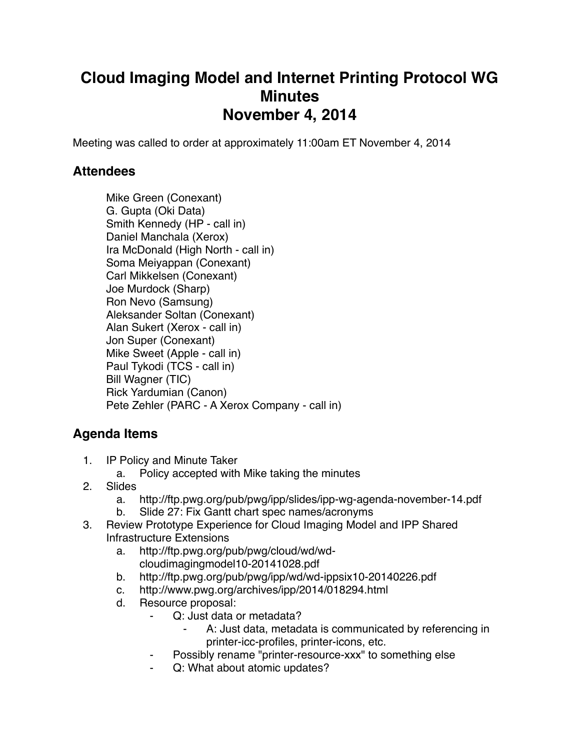# Cloud Imaging Model and Internet Printing Protocol WG Minutes
# November 4, 2014

Meeting was called to order at approximately 11:00am ET November 4, 2014

## Attendees

Mike Green (Conexant)
G. Gupta (Oki Data)
Smith Kennedy (HP - call in)
Daniel Manchala (Xerox)
Ira McDonald (High North - call in)
Soma Meiyappan (Conexant)
Carl Mikkelsen (Conexant)
Joe Murdock (Sharp)
Ron Nevo (Samsung)
Aleksander Soltan (Conexant)
Alan Sukert (Xerox - call in)
Jon Super (Conexant)
Mike Sweet (Apple - call in)
Paul Tykodi (TCS - call in)
Bill Wagner (TIC)
Rick Yardumian (Canon)
Pete Zehler (PARC - A Xerox Company - call in)

## Agenda Items

1. IP Policy and Minute Taker
    a. Policy accepted with Mike taking the minutes
2. Slides
    a. http://ftp.pwg.org/pub/pwg/ipp/slides/ipp-wg-agenda-november-14.pdf
    b. Slide 27: Fix Gantt chart spec names/acronyms
3. Review Prototype Experience for Cloud Imaging Model and IPP Shared Infrastructure Extensions
    a. http://ftp.pwg.org/pub/pwg/cloud/wd/wd-cloudimagingmodel10-20141028.pdf
    b. http://ftp.pwg.org/pub/pwg/ipp/wd/wd-ippsix10-20140226.pdf
    c. http://www.pwg.org/archives/ipp/2014/018294.html
    d. Resource proposal:
        - Q: Just data or metadata?
            - A: Just data, metadata is communicated by referencing in printer-icc-profiles, printer-icons, etc.
        - Possibly rename "printer-resource-xxx" to something else
        - Q: What about atomic updates?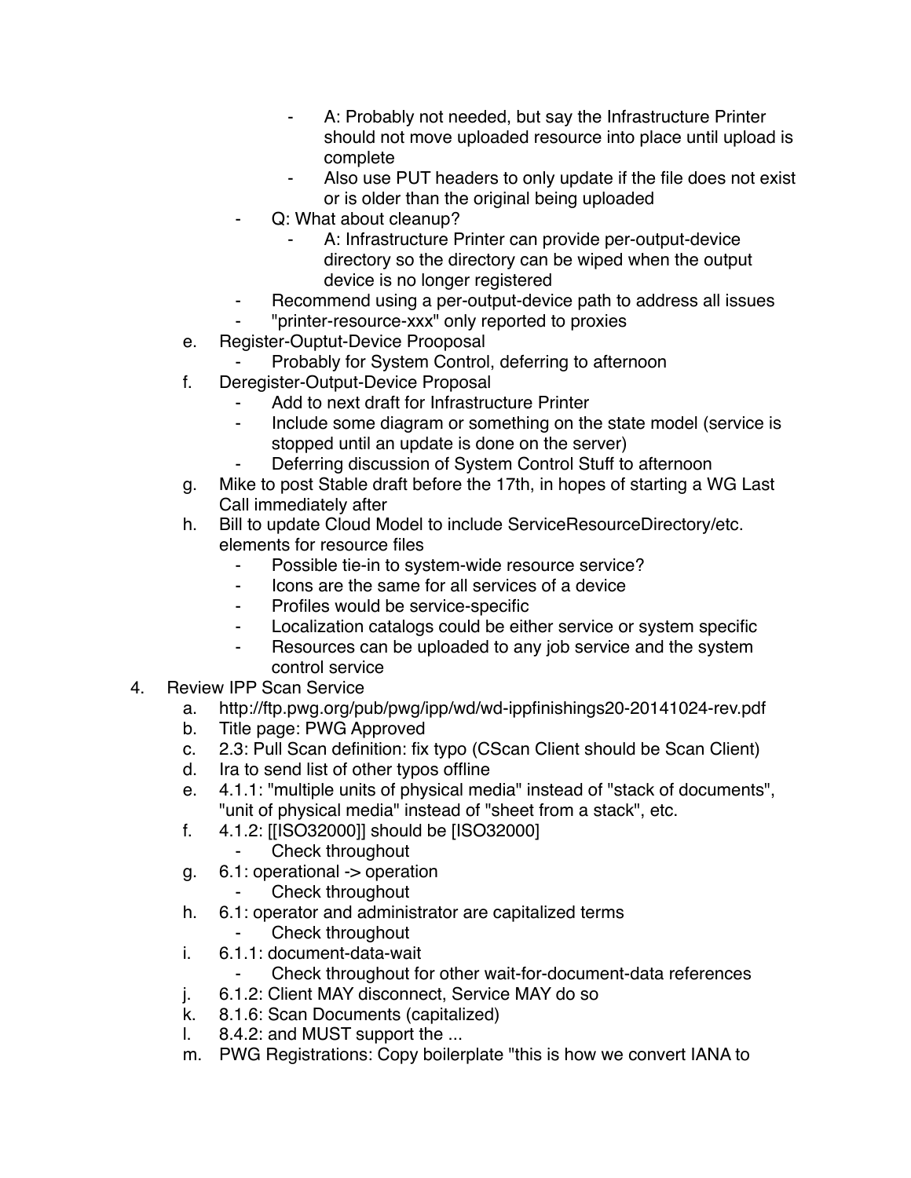- A: Probably not needed, but say the Infrastructure Printer should not move uploaded resource into place until upload is complete
            - Also use PUT headers to only update if the file does not exist or is older than the original being uploaded
        - Q: What about cleanup?
            - A: Infrastructure Printer can provide per-output-device directory so the directory can be wiped when the output device is no longer registered
        - Recommend using a per-output-device path to address all issues
        - "printer-resource-xxx" only reported to proxies
    e. Register-Ouptut-Device Prooposal
        - Probably for System Control, deferring to afternoon
    f. Deregister-Output-Device Proposal
        - Add to next draft for Infrastructure Printer
        - Include some diagram or something on the state model (service is stopped until an update is done on the server)
        - Deferring discussion of System Control Stuff to afternoon
    g. Mike to post Stable draft before the 17th, in hopes of starting a WG Last Call immediately after
    h. Bill to update Cloud Model to include ServiceResourceDirectory/etc. elements for resource files
        - Possible tie-in to system-wide resource service?
        - Icons are the same for all services of a device
        - Profiles would be service-specific
        - Localization catalogs could be either service or system specific
        - Resources can be uploaded to any job service and the system control service
4. Review IPP Scan Service
    a. http://ftp.pwg.org/pub/pwg/ipp/wd/wd-ippfinishings20-20141024-rev.pdf
    b. Title page: PWG Approved
    c. 2.3: Pull Scan definition: fix typo (CScan Client should be Scan Client)
    d. Ira to send list of other typos offline
    e. 4.1.1: "multiple units of physical media" instead of "stack of documents", "unit of physical media" instead of "sheet from a stack", etc.
    f. 4.1.2: [[ISO32000]] should be [ISO32000]
        - Check throughout
    g. 6.1: operational -> operation
        - Check throughout
    h. 6.1: operator and administrator are capitalized terms
        - Check throughout
    i. 6.1.1: document-data-wait
        - Check throughout for other wait-for-document-data references
    j. 6.1.2: Client MAY disconnect, Service MAY do so
    k. 8.1.6: Scan Documents (capitalized)
    l. 8.4.2: and MUST support the ...
    m. PWG Registrations: Copy boilerplate "this is how we convert IANA to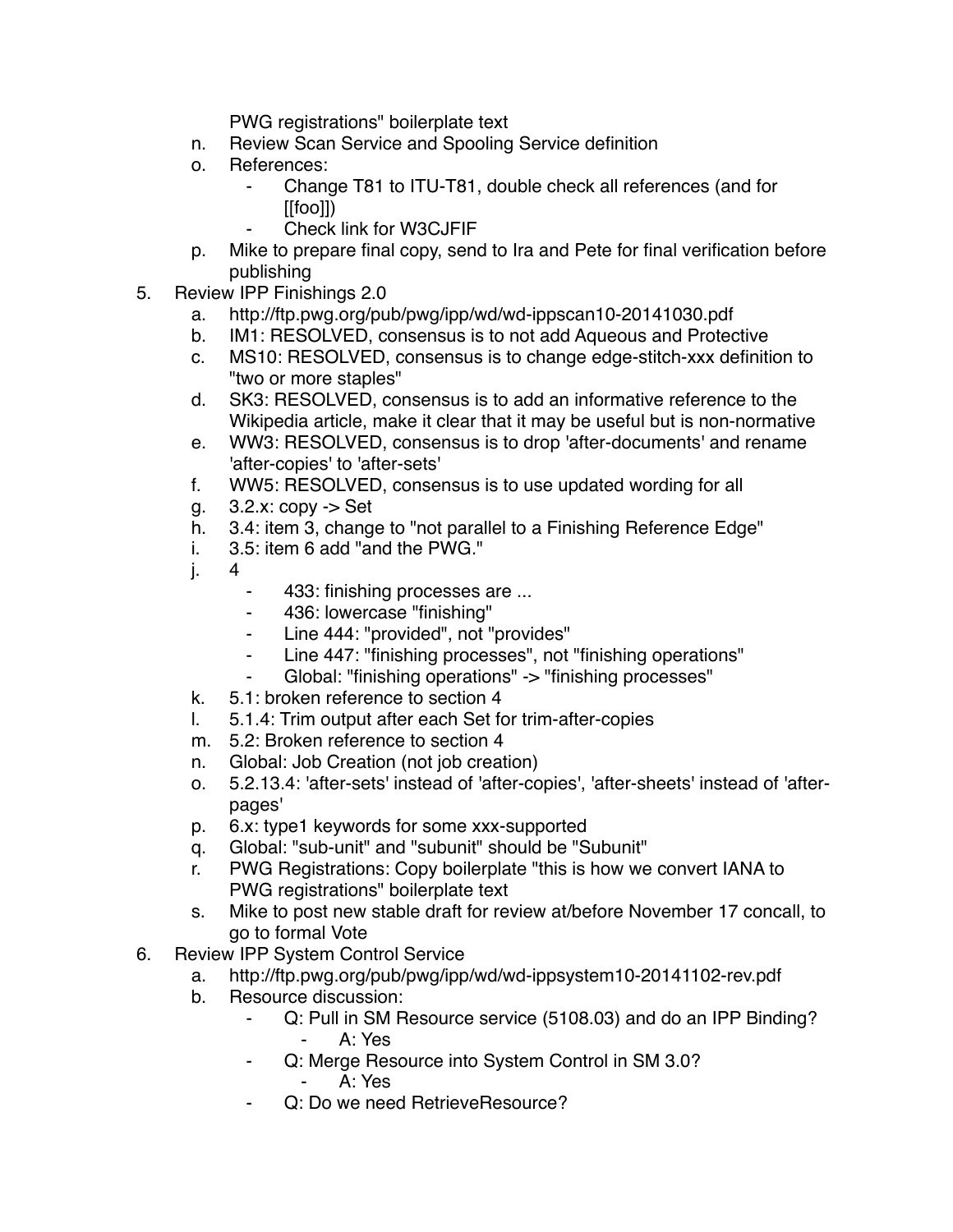PWG registrations" boilerplate text

n. Review Scan Service and Spooling Service definition
o. References:
    - Change T81 to ITU-T81, double check all references (and for [[foo]])
    - Check link for W3CJFIF
p. Mike to prepare final copy, send to Ira and Pete for final verification before publishing

5. Review IPP Finishings 2.0
    a. http://ftp.pwg.org/pub/pwg/ipp/wd/wd-ippscan10-20141030.pdf
    b. IM1: RESOLVED, consensus is to not add Aqueous and Protective
    c. MS10: RESOLVED, consensus is to change edge-stitch-xxx definition to "two or more staples"
    d. SK3: RESOLVED, consensus is to add an informative reference to the Wikipedia article, make it clear that it may be useful but is non-normative
    e. WW3: RESOLVED, consensus is to drop 'after-documents' and rename 'after-copies' to 'after-sets'
    f. WW5: RESOLVED, consensus is to use updated wording for all
    g. 3.2.x: copy -> Set
    h. 3.4: item 3, change to "not parallel to a Finishing Reference Edge"
    i. 3.5: item 6 add "and the PWG."
    j. 4
        - 433: finishing processes are ...
        - 436: lowercase "finishing"
        - Line 444: "provided", not "provides"
        - Line 447: "finishing processes", not "finishing operations"
        - Global: "finishing operations" -> "finishing processes"
    k. 5.1: broken reference to section 4
    l. 5.1.4: Trim output after each Set for trim-after-copies
    m. 5.2: Broken reference to section 4
    n. Global: Job Creation (not job creation)
    o. 5.2.13.4: 'after-sets' instead of 'after-copies', 'after-sheets' instead of 'after-pages'
    p. 6.x: type1 keywords for some xxx-supported
    q. Global: "sub-unit" and "subunit" should be "Subunit"
    r. PWG Registrations: Copy boilerplate "this is how we convert IANA to PWG registrations" boilerplate text
    s. Mike to post new stable draft for review at/before November 17 concall, to go to formal Vote

6. Review IPP System Control Service
    a. http://ftp.pwg.org/pub/pwg/ipp/wd/wd-ippsystem10-20141102-rev.pdf
    b. Resource discussion:
        - Q: Pull in SM Resource service (5108.03) and do an IPP Binding?
            - A: Yes
        - Q: Merge Resource into System Control in SM 3.0?
            - A: Yes
        - Q: Do we need RetrieveResource?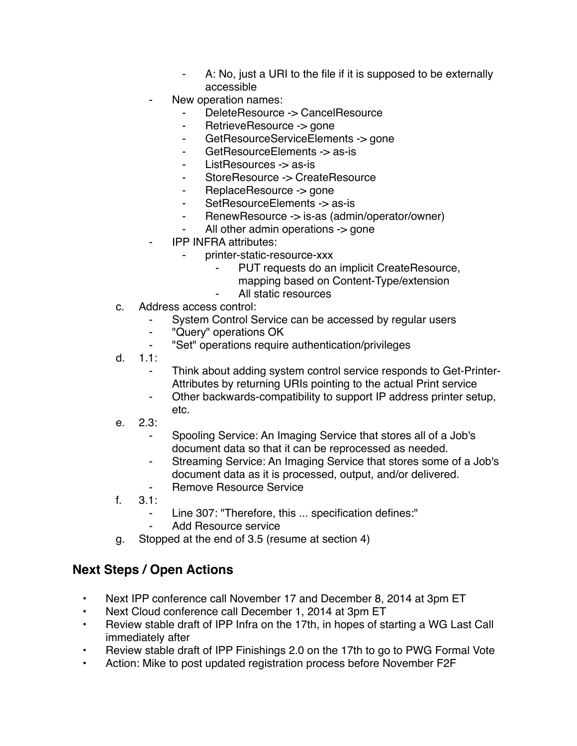- A: No, just a URI to the file if it is supposed to be externally accessible
        - New operation names:
            - DeleteResource -> CancelResource
            - RetrieveResource -> gone
            - GetResourceServiceElements -> gone
            - GetResourceElements -> as-is
            - ListResources -> as-is
            - StoreResource -> CreateResource
            - ReplaceResource -> gone
            - SetResourceElements -> as-is
            - RenewResource -> is-as (admin/operator/owner)
            - All other admin operations -> gone
        - IPP INFRA attributes:
            - printer-static-resource-xxx
                - PUT requests do an implicit CreateResource, mapping based on Content-Type/extension
                - All static resources

    c. Address access control:
        - System Control Service can be accessed by regular users
        - "Query" operations OK
        - "Set" operations require authentication/privileges
    d. 1.1:
        - Think about adding system control service responds to Get-Printer-Attributes by returning URIs pointing to the actual Print service
        - Other backwards-compatibility to support IP address printer setup, etc.
    e. 2.3:
        - Spooling Service: An Imaging Service that stores all of a Job's document data so that it can be reprocessed as needed.
        - Streaming Service: An Imaging Service that stores some of a Job's document data as it is processed, output, and/or delivered.
        - Remove Resource Service
    f. 3.1:
        - Line 307: "Therefore, this ... specification defines:"
        - Add Resource service
    g. Stopped at the end of 3.5 (resume at section 4)

## Next Steps / Open Actions

- Next IPP conference call November 17 and December 8, 2014 at 3pm ET
- Next Cloud conference call December 1, 2014 at 3pm ET
- Review stable draft of IPP Infra on the 17th, in hopes of starting a WG Last Call immediately after
- Review stable draft of IPP Finishings 2.0 on the 17th to go to PWG Formal Vote
- Action: Mike to post updated registration process before November F2F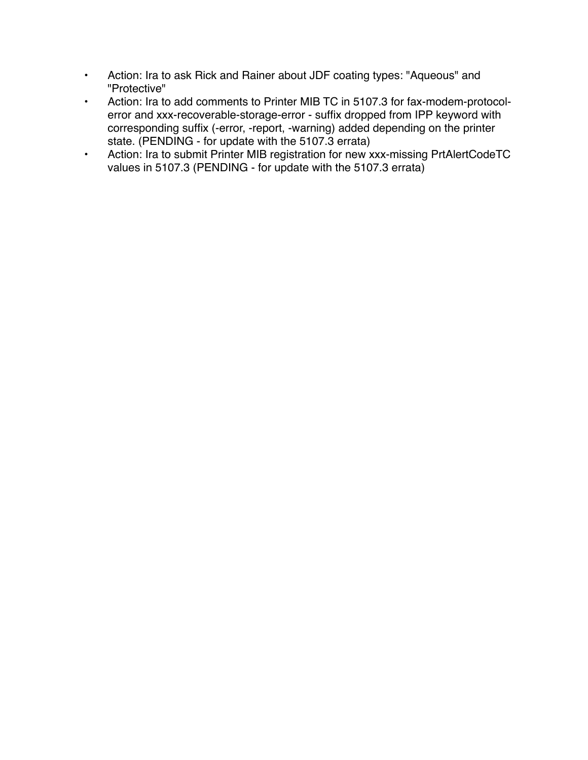- Action: Ira to ask Rick and Rainer about JDF coating types: "Aqueous" and "Protective"
- Action: Ira to add comments to Printer MIB TC in 5107.3 for fax-modem-protocol-error and xxx-recoverable-storage-error - suffix dropped from IPP keyword with corresponding suffix (-error, -report, -warning) added depending on the printer state. (PENDING - for update with the 5107.3 errata)
- Action: Ira to submit Printer MIB registration for new xxx-missing PrtAlertCodeTC values in 5107.3 (PENDING - for update with the 5107.3 errata)